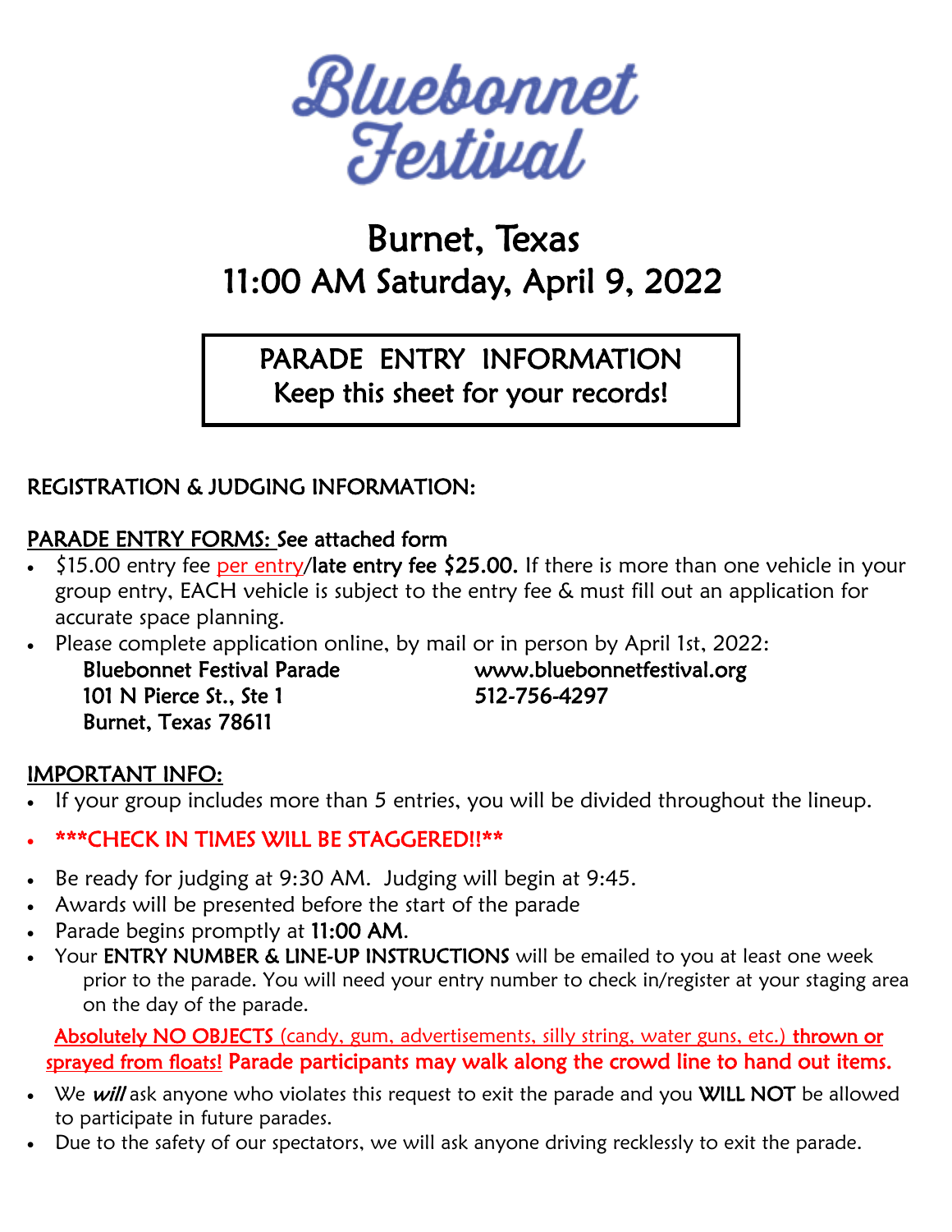# Bluebonnet Festival

## Burnet, Texas
## 11:00 AM Saturday, April 9, 2022

**PARADE ENTRY INFORMATION**
**Keep this sheet for your records!**

### REGISTRATION & JUDGING INFORMATION:

**PARADE ENTRY FORMS: See attached form**

- $15.00 entry fee per entry/**late entry fee $25.00.** If there is more than one vehicle in your group entry, EACH vehicle is subject to the entry fee & must fill out an application for accurate space planning.
- Please complete application online, by mail or in person by April 1st, 2022:

  **Bluebonnet Festival Parade**
  **101 N Pierce St., Ste 1**
  **Burnet, Texas 78611**

  **www.bluebonnetfestival.org**
  **512-756-4297**

**IMPORTANT INFO:**

- If your group includes more than 5 entries, you will be divided throughout the lineup.
- ***CHECK IN TIMES WILL BE STAGGERED!!**
- Be ready for judging at 9:30 AM. Judging will begin at 9:45.
- Awards will be presented before the start of the parade
- Parade begins promptly at **11:00 AM.**
- Your **ENTRY NUMBER & LINE-UP INSTRUCTIONS** will be emailed to you at least one week prior to the parade. You will need your entry number to check in/register at your staging area on the day of the parade.

**Absolutely NO OBJECTS (candy, gum, advertisements, silly string, water guns, etc.) thrown or sprayed from floats! Parade participants may walk along the crowd line to hand out items.**

- We ***will*** ask anyone who violates this request to exit the parade and you **WILL NOT** be allowed to participate in future parades.
- Due to the safety of our spectators, we will ask anyone driving recklessly to exit the parade.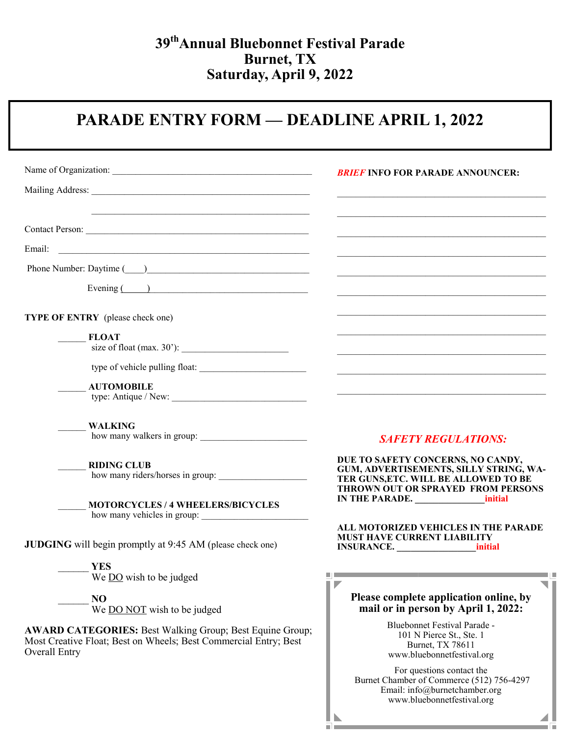# 39th Annual Bluebonnet Festival Parade
# Burnet, TX
# Saturday, April 9, 2022

## PARADE ENTRY FORM — DEADLINE APRIL 1, 2022

Name of Organization: ____________________________________________

Mailing Address: ____________________________________________

____________________________________________

Contact Person: ____________________________________________

Email: ____________________________________________

Phone Number: Daytime (____)____________________________________

Evening (_____)____________________________________

**TYPE OF ENTRY** (please check one)

______ **FLOAT**
size of float (max. 30'): ______________________

type of vehicle pulling float: ______________________

______ **AUTOMOBILE**
type: Antique / New: ____________________________

______ **WALKING**
how many walkers in group: ______________________

______ **RIDING CLUB**
how many riders/horses in group: ___________________

______ **MOTORCYCLES / 4 WHEELERS/BICYCLES**
how many vehicles in group: ______________________

**JUDGING** will begin promptly at 9:45 AM (please check one)

______ **YES**
We DO wish to be judged

______ **NO**
We DO NOT wish to be judged

**AWARD CATEGORIES:** Best Walking Group; Best Equine Group; Most Creative Float; Best on Wheels; Best Commercial Entry; Best Overall Entry

***BRIEF*** **INFO FOR PARADE ANNOUNCER:**

____________________________________________

____________________________________________

____________________________________________

____________________________________________

____________________________________________

____________________________________________

____________________________________________

____________________________________________

____________________________________________

____________________________________________

____________________________________________

### *SAFETY REGULATIONS:*

**DUE TO SAFETY CONCERNS, NO CANDY, GUM, ADVERTISEMENTS, SILLY STRING, WATER GUNS, ETC. WILL BE ALLOWED TO BE THROWN OUT OR SPRAYED FROM PERSONS IN THE PARADE. ______________initial**

**ALL MOTORIZED VEHICLES IN THE PARADE MUST HAVE CURRENT LIABILITY INSURANCE. ________________initial**

**Please complete application online, by mail or in person by April 1, 2022:**

Bluebonnet Festival Parade -
101 N Pierce St., Ste. 1
Burnet, TX 78611
www.bluebonnetfestival.org

For questions contact the
Burnet Chamber of Commerce (512) 756-4297
Email: info@burnetchamber.org
www.bluebonnetfestival.org